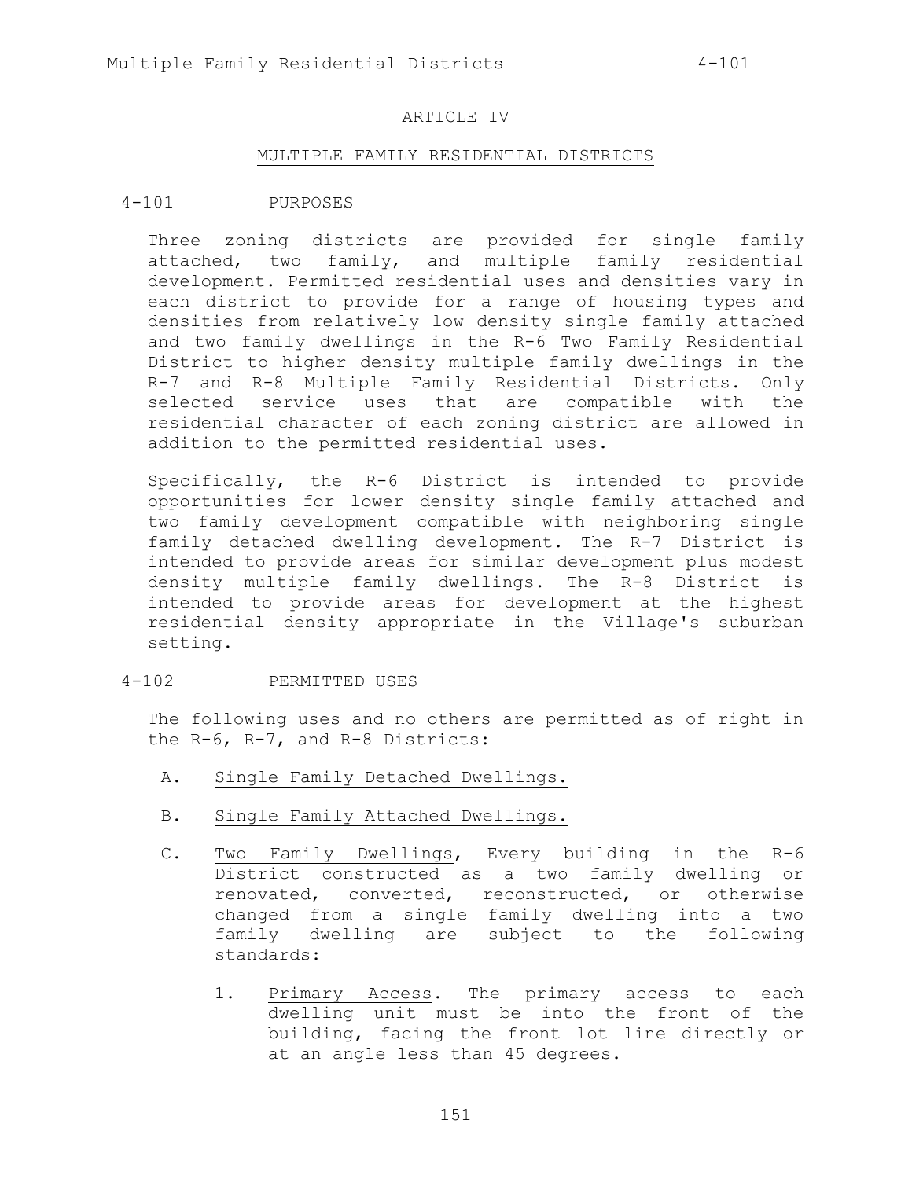# ARTICLE IV

## MULTIPLE FAMILY RESIDENTIAL DISTRICTS

### 4-101 PURPOSES

Three zoning districts are provided for single family attached, two family, and multiple family residential development. Permitted residential uses and densities vary in each district to provide for a range of housing types and densities from relatively low density single family attached and two family dwellings in the R-6 Two Family Residential District to higher density multiple family dwellings in the R-7 and R-8 Multiple Family Residential Districts. Only selected service uses that are compatible with the residential character of each zoning district are allowed in addition to the permitted residential uses.

Specifically, the R-6 District is intended to provide opportunities for lower density single family attached and two family development compatible with neighboring single family detached dwelling development. The R-7 District is intended to provide areas for similar development plus modest density multiple family dwellings. The R-8 District is intended to provide areas for development at the highest residential density appropriate in the Village's suburban setting.

### 4-102 PERMITTED USES

The following uses and no others are permitted as of right in the R-6, R-7, and R-8 Districts:

A. Single Family Detached Dwellings.

B. Single Family Attached Dwellings.

C. Two Family Dwellings, Every building in the R-6 District constructed as a two family dwelling or renovated, converted, reconstructed, or otherwise changed from a single family dwelling into a two family dwelling are subject to the following standards:

1. Primary Access. The primary access to each dwelling unit must be into the front of the building, facing the front lot line directly or at an angle less than 45 degrees.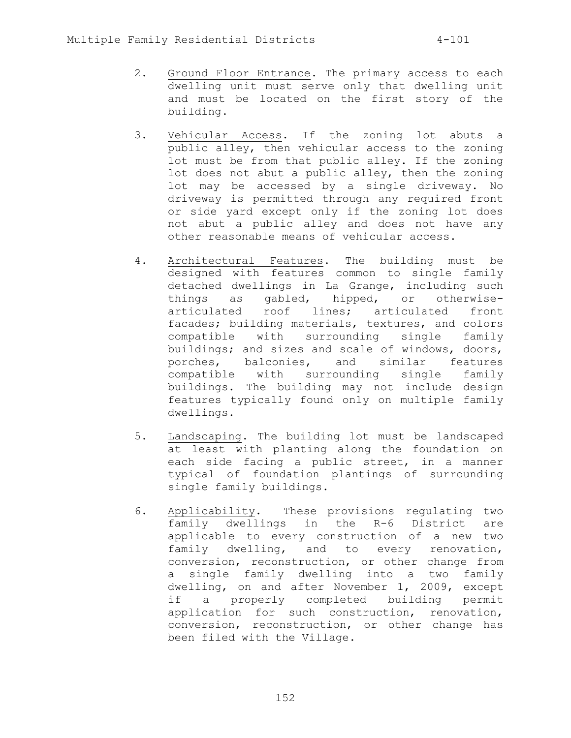2. <u>Ground Floor Entrance</u>. The primary access to each dwelling unit must serve only that dwelling unit and must be located on the first story of the building.

3. <u>Vehicular Access</u>. If the zoning lot abuts a public alley, then vehicular access to the zoning lot must be from that public alley. If the zoning lot does not abut a public alley, then the zoning lot may be accessed by a single driveway. No driveway is permitted through any required front or side yard except only if the zoning lot does not abut a public alley and does not have any other reasonable means of vehicular access.

4. <u>Architectural Features</u>. The building must be designed with features common to single family detached dwellings in La Grange, including such things as gabled, hipped, or otherwise-articulated roof lines; articulated front facades; building materials, textures, and colors compatible with surrounding single family buildings; and sizes and scale of windows, doors, porches, balconies, and similar features compatible with surrounding single family buildings. The building may not include design features typically found only on multiple family dwellings.

5. <u>Landscaping</u>. The building lot must be landscaped at least with planting along the foundation on each side facing a public street, in a manner typical of foundation plantings of surrounding single family buildings.

6. <u>Applicability</u>. These provisions regulating two family dwellings in the R-6 District are applicable to every construction of a new two family dwelling, and to every renovation, conversion, reconstruction, or other change from a single family dwelling into a two family dwelling, on and after November 1, 2009, except if a properly completed building permit application for such construction, renovation, conversion, reconstruction, or other change has been filed with the Village.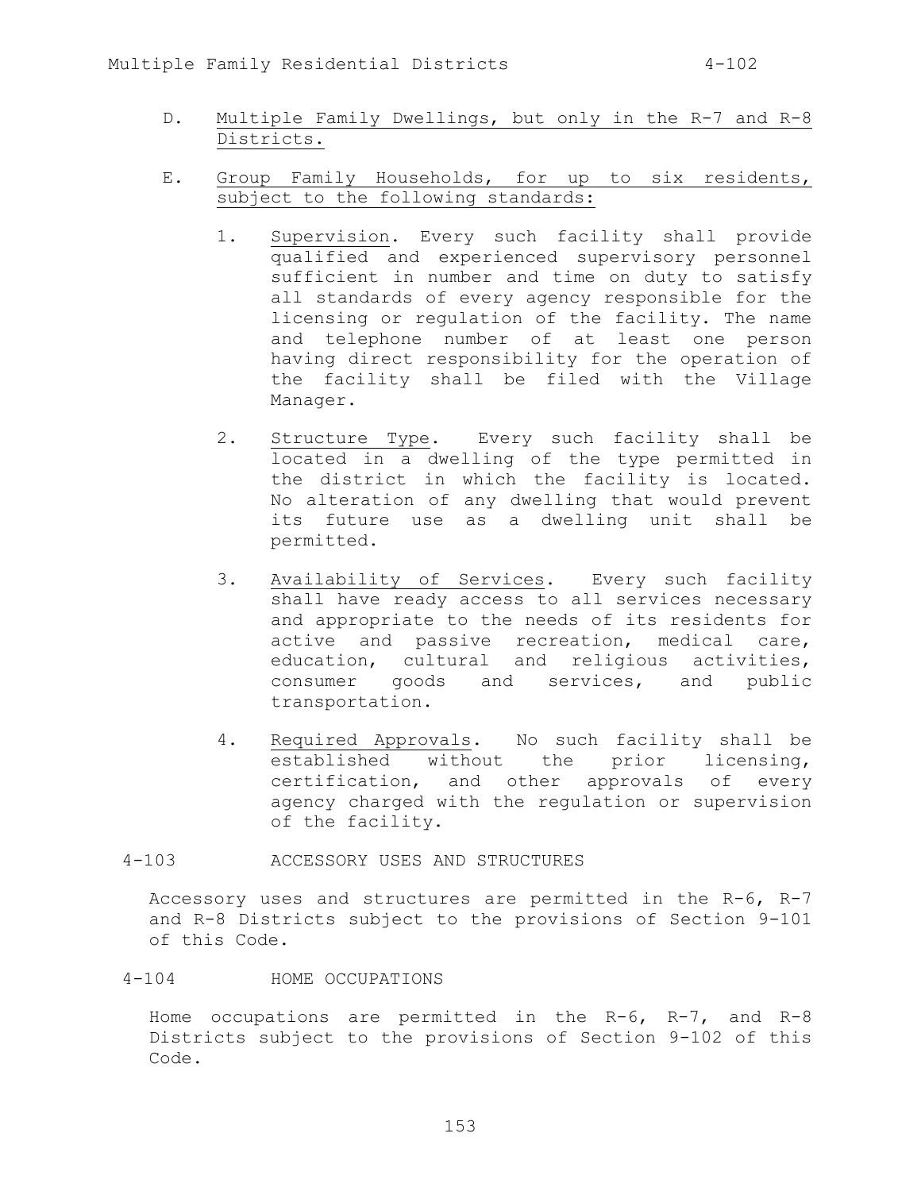D. Multiple Family Dwellings, but only in the R-7 and R-8 Districts.

E. Group Family Households, for up to six residents, subject to the following standards:

1. Supervision. Every such facility shall provide qualified and experienced supervisory personnel sufficient in number and time on duty to satisfy all standards of every agency responsible for the licensing or regulation of the facility. The name and telephone number of at least one person having direct responsibility for the operation of the facility shall be filed with the Village Manager.

2. Structure Type. Every such facility shall be located in a dwelling of the type permitted in the district in which the facility is located. No alteration of any dwelling that would prevent its future use as a dwelling unit shall be permitted.

3. Availability of Services. Every such facility shall have ready access to all services necessary and appropriate to the needs of its residents for active and passive recreation, medical care, education, cultural and religious activities, consumer goods and services, and public transportation.

4. Required Approvals. No such facility shall be established without the prior licensing, certification, and other approvals of every agency charged with the regulation or supervision of the facility.

## 4-103 ACCESSORY USES AND STRUCTURES

Accessory uses and structures are permitted in the R-6, R-7 and R-8 Districts subject to the provisions of Section 9-101 of this Code.

## 4-104 HOME OCCUPATIONS

Home occupations are permitted in the R-6, R-7, and R-8 Districts subject to the provisions of Section 9-102 of this Code.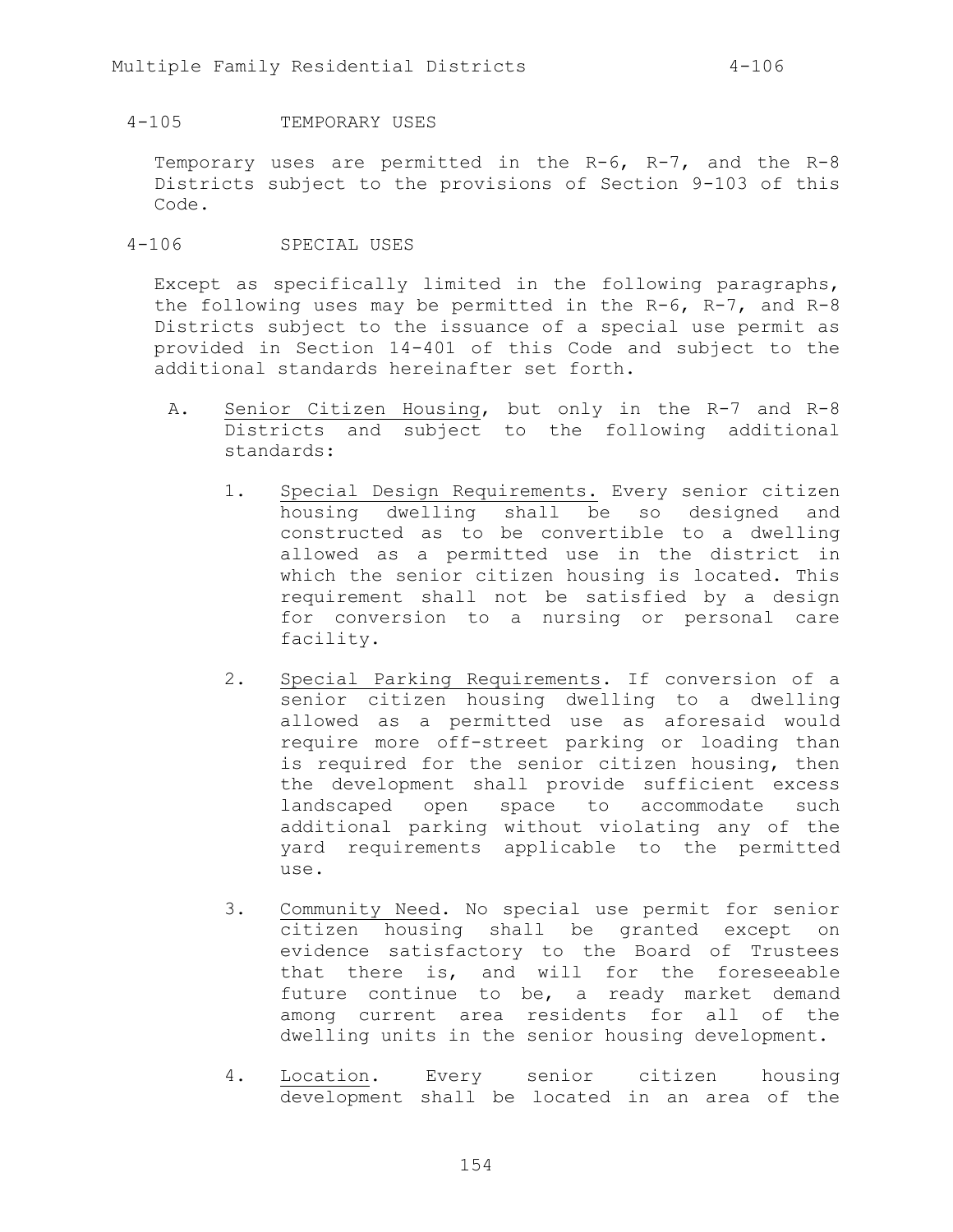## 4-105 TEMPORARY USES

Temporary uses are permitted in the R-6, R-7, and the R-8 Districts subject to the provisions of Section 9-103 of this Code.

## 4-106 SPECIAL USES

Except as specifically limited in the following paragraphs, the following uses may be permitted in the R-6, R-7, and R-8 Districts subject to the issuance of a special use permit as provided in Section 14-401 of this Code and subject to the additional standards hereinafter set forth.

A. Senior Citizen Housing, but only in the R-7 and R-8 Districts and subject to the following additional standards:

   1. Special Design Requirements. Every senior citizen housing dwelling shall be so designed and constructed as to be convertible to a dwelling allowed as a permitted use in the district in which the senior citizen housing is located. This requirement shall not be satisfied by a design for conversion to a nursing or personal care facility.

   2. Special Parking Requirements. If conversion of a senior citizen housing dwelling to a dwelling allowed as a permitted use as aforesaid would require more off-street parking or loading than is required for the senior citizen housing, then the development shall provide sufficient excess landscaped open space to accommodate such additional parking without violating any of the yard requirements applicable to the permitted use.

   3. Community Need. No special use permit for senior citizen housing shall be granted except on evidence satisfactory to the Board of Trustees that there is, and will for the foreseeable future continue to be, a ready market demand among current area residents for all of the dwelling units in the senior housing development.

   4. Location. Every senior citizen housing development shall be located in an area of the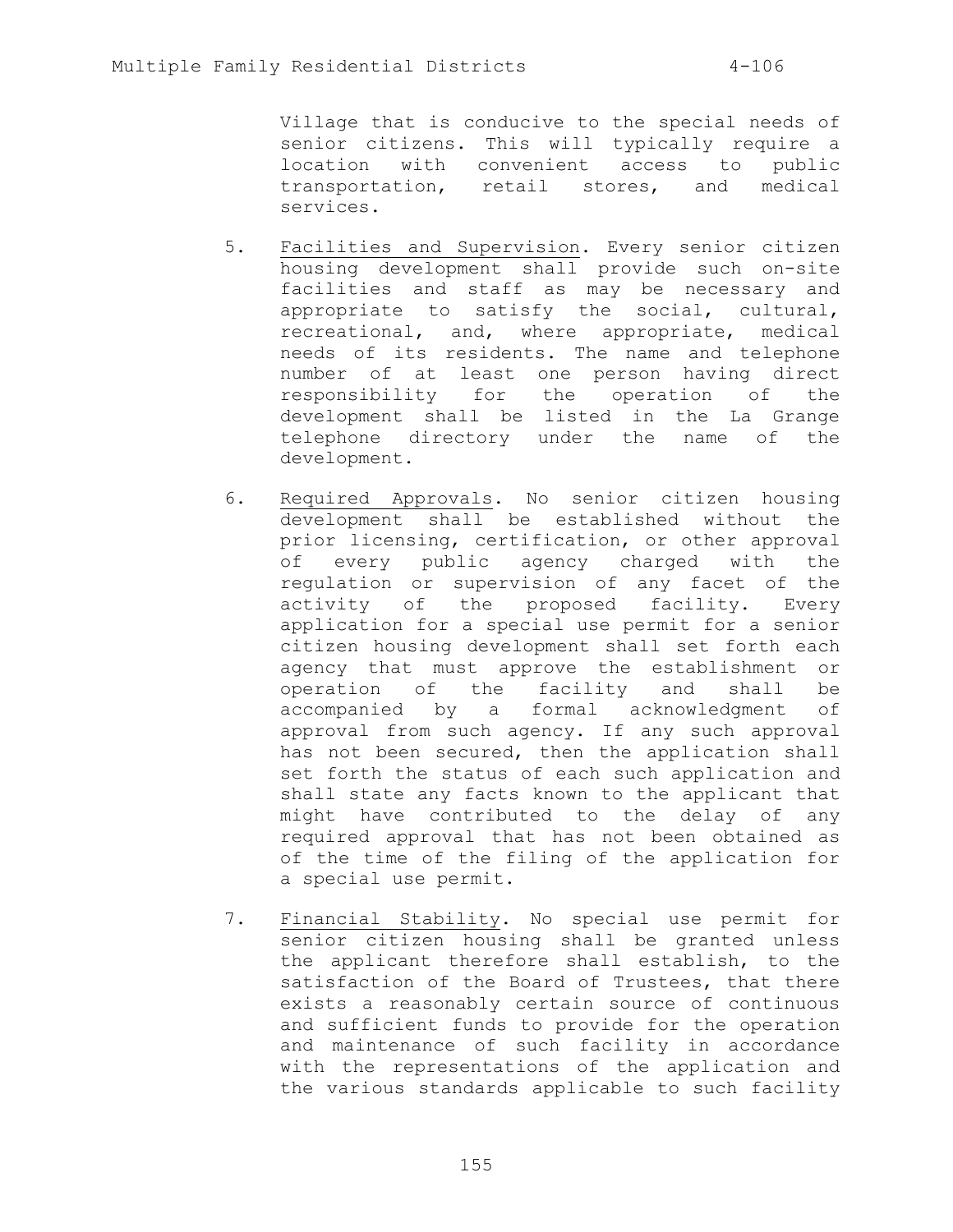Village that is conducive to the special needs of senior citizens. This will typically require a location with convenient access to public transportation, retail stores, and medical services.

5. Facilities and Supervision. Every senior citizen housing development shall provide such on-site facilities and staff as may be necessary and appropriate to satisfy the social, cultural, recreational, and, where appropriate, medical needs of its residents. The name and telephone number of at least one person having direct responsibility for the operation of the development shall be listed in the La Grange telephone directory under the name of the development.

6. Required Approvals. No senior citizen housing development shall be established without the prior licensing, certification, or other approval of every public agency charged with the regulation or supervision of any facet of the activity of the proposed facility. Every application for a special use permit for a senior citizen housing development shall set forth each agency that must approve the establishment or operation of the facility and shall be accompanied by a formal acknowledgment of approval from such agency. If any such approval has not been secured, then the application shall set forth the status of each such application and shall state any facts known to the applicant that might have contributed to the delay of any required approval that has not been obtained as of the time of the filing of the application for a special use permit.

7. Financial Stability. No special use permit for senior citizen housing shall be granted unless the applicant therefore shall establish, to the satisfaction of the Board of Trustees, that there exists a reasonably certain source of continuous and sufficient funds to provide for the operation and maintenance of such facility in accordance with the representations of the application and the various standards applicable to such facility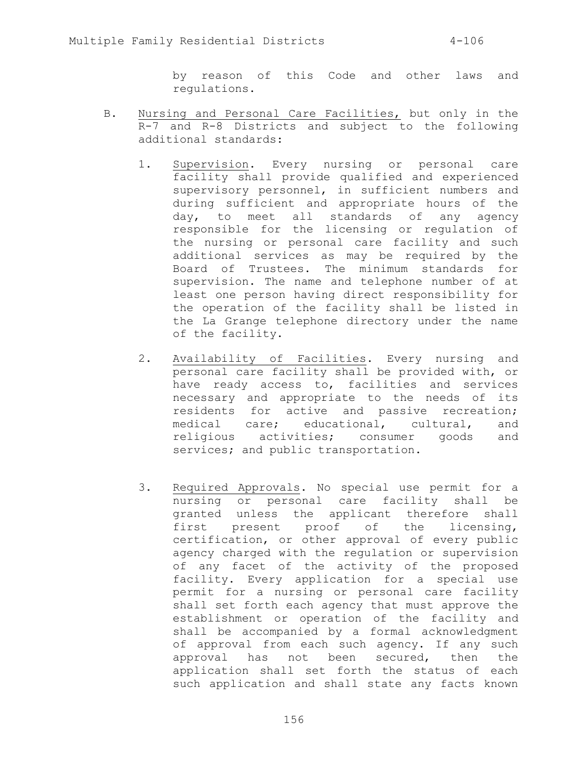by reason of this Code and other laws and regulations.

B. Nursing and Personal Care Facilities, but only in the R-7 and R-8 Districts and subject to the following additional standards:

   1. Supervision. Every nursing or personal care facility shall provide qualified and experienced supervisory personnel, in sufficient numbers and during sufficient and appropriate hours of the day, to meet all standards of any agency responsible for the licensing or regulation of the nursing or personal care facility and such additional services as may be required by the Board of Trustees. The minimum standards for supervision. The name and telephone number of at least one person having direct responsibility for the operation of the facility shall be listed in the La Grange telephone directory under the name of the facility.

   2. Availability of Facilities. Every nursing and personal care facility shall be provided with, or have ready access to, facilities and services necessary and appropriate to the needs of its residents for active and passive recreation; medical care; educational, cultural, and religious activities; consumer goods and services; and public transportation.

   3. Required Approvals. No special use permit for a nursing or personal care facility shall be granted unless the applicant therefore shall first present proof of the licensing, certification, or other approval of every public agency charged with the regulation or supervision of any facet of the activity of the proposed facility. Every application for a special use permit for a nursing or personal care facility shall set forth each agency that must approve the establishment or operation of the facility and shall be accompanied by a formal acknowledgment of approval from each such agency. If any such approval has not been secured, then the application shall set forth the status of each such application and shall state any facts known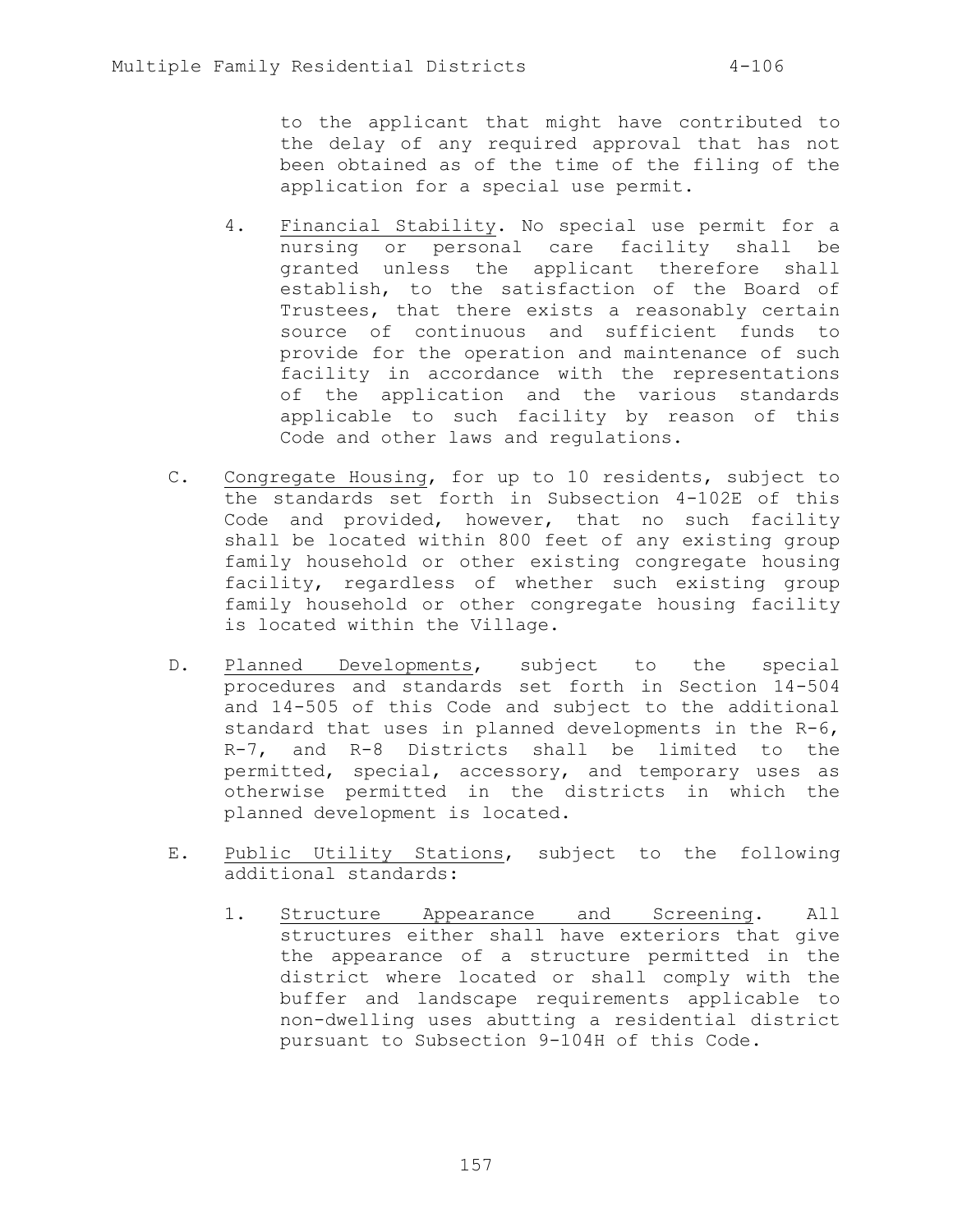to the applicant that might have contributed to the delay of any required approval that has not been obtained as of the time of the filing of the application for a special use permit.

4. Financial Stability. No special use permit for a nursing or personal care facility shall be granted unless the applicant therefore shall establish, to the satisfaction of the Board of Trustees, that there exists a reasonably certain source of continuous and sufficient funds to provide for the operation and maintenance of such facility in accordance with the representations of the application and the various standards applicable to such facility by reason of this Code and other laws and regulations.

C. Congregate Housing, for up to 10 residents, subject to the standards set forth in Subsection 4-102E of this Code and provided, however, that no such facility shall be located within 800 feet of any existing group family household or other existing congregate housing facility, regardless of whether such existing group family household or other congregate housing facility is located within the Village.

D. Planned Developments, subject to the special procedures and standards set forth in Section 14-504 and 14-505 of this Code and subject to the additional standard that uses in planned developments in the R-6, R-7, and R-8 Districts shall be limited to the permitted, special, accessory, and temporary uses as otherwise permitted in the districts in which the planned development is located.

E. Public Utility Stations, subject to the following additional standards:

1. Structure Appearance and Screening. All structures either shall have exteriors that give the appearance of a structure permitted in the district where located or shall comply with the buffer and landscape requirements applicable to non-dwelling uses abutting a residential district pursuant to Subsection 9-104H of this Code.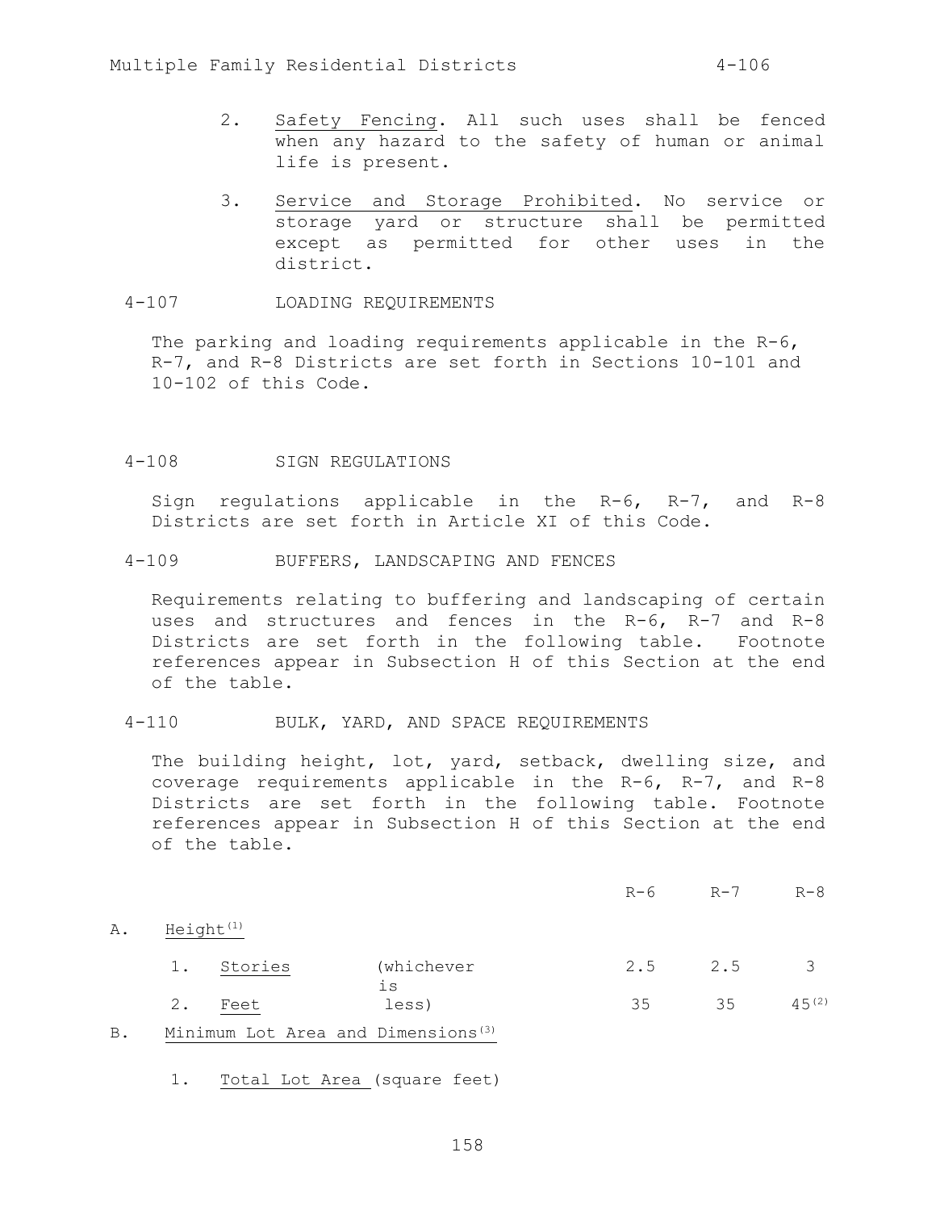2. Safety Fencing. All such uses shall be fenced when any hazard to the safety of human or animal life is present.

3. Service and Storage Prohibited. No service or storage yard or structure shall be permitted except as permitted for other uses in the district.

## 4-107 LOADING REQUIREMENTS

The parking and loading requirements applicable in the R-6, R-7, and R-8 Districts are set forth in Sections 10-101 and 10-102 of this Code.

## 4-108 SIGN REGULATIONS

Sign regulations applicable in the R-6, R-7, and R-8 Districts are set forth in Article XI of this Code.

## 4-109 BUFFERS, LANDSCAPING AND FENCES

Requirements relating to buffering and landscaping of certain uses and structures and fences in the R-6, R-7 and R-8 Districts are set forth in the following table. Footnote references appear in Subsection H of this Section at the end of the table.

## 4-110 BULK, YARD, AND SPACE REQUIREMENTS

The building height, lot, yard, setback, dwelling size, and coverage requirements applicable in the R-6, R-7, and R-8 Districts are set forth in the following table. Footnote references appear in Subsection H of this Section at the end of the table.

| | | | R-6 | R-7 | R-8 |
|---|---|---|---|---|---|
| A. | Height[(1)] | | | | |
| | 1. Stories | (whichever is | 2.5 | 2.5 | 3 |
| | 2. Feet | less) | 35 | 35 | 45[(2)] |
| B. | Minimum Lot Area and Dimensions[(3)] | | | | |
| | 1. Total Lot Area (square feet) | | | | |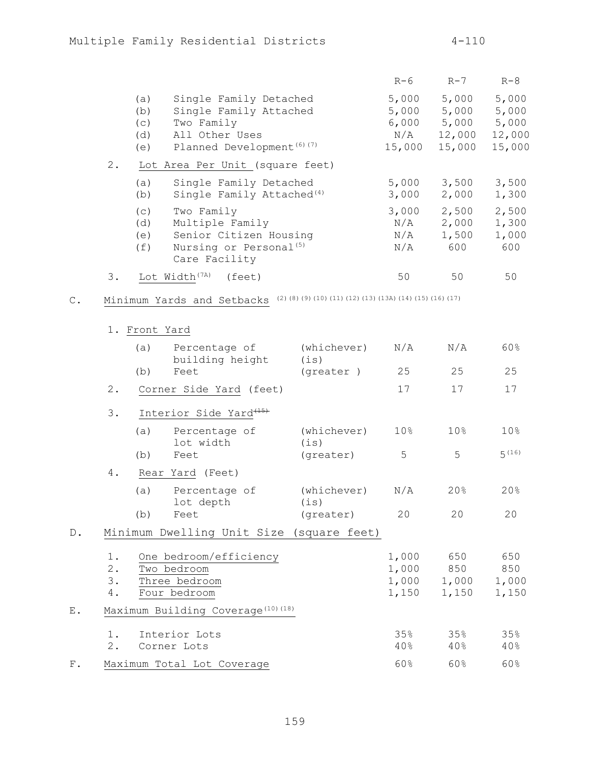| | | R-6 | R-7 | R-8 |
|---|---|---|---|---|
| (a) | Single Family Detached | 5,000 | 5,000 | 5,000 |
| (b) | Single Family Attached | 5,000 | 5,000 | 5,000 |
| (c) | Two Family | 6,000 | 5,000 | 5,000 |
| (d) | All Other Uses | N/A | 12,000 | 12,000 |
| (e) | Planned Development (6) (7) | 15,000 | 15,000 | 15,000 |
| 2. | Lot Area Per Unit (square feet) | | | |
| (a) | Single Family Detached | 5,000 | 3,500 | 3,500 |
| (b) | Single Family Attached (4) | 3,000 | 2,000 | 1,300 |
| (c) | Two Family | 3,000 | 2,500 | 2,500 |
| (d) | Multiple Family | N/A | 2,000 | 1,300 |
| (e) | Senior Citizen Housing | N/A | 1,500 | 1,000 |
| (f) | Nursing or Personal (5) Care Facility | N/A | 600 | 600 |
| 3. | Lot Width (7A) (feet) | 50 | 50 | 50 |

C. Minimum Yards and Setbacks (2) (8) (9) (10) (11) (12) (13) (13A) (14) (15) (16) (17)

| | | | R-6 | R-7 | R-8 |
|---|---|---|---|---|---|
| 1. Front Yard | | | | | |
| (a) | Percentage of building height | (whichever) (is) | N/A | N/A | 60% |
| (b) | Feet | (greater ) | 25 | 25 | 25 |
| 2. | Corner Side Yard (feet) | | 17 | 17 | 17 |
| 3. | Interior Side Yard ~~(15)~~ | | | | |
| (a) | Percentage of lot width | (whichever) (is) | 10% | 10% | 10% |
| (b) | Feet | (greater) | 5 | 5 | 5 (16) |
| 4. | Rear Yard (Feet) | | | | |
| (a) | Percentage of lot depth | (whichever) (is) | N/A | 20% | 20% |
| (b) | Feet | (greater) | 20 | 20 | 20 |

D. Minimum Dwelling Unit Size (square feet)

| | | R-6 | R-7 | R-8 |
|---|---|---|---|---|
| 1. | One bedroom/efficiency | 1,000 | 650 | 650 |
| 2. | Two bedroom | 1,000 | 850 | 850 |
| 3. | Three bedroom | 1,000 | 1,000 | 1,000 |
| 4. | Four bedroom | 1,150 | 1,150 | 1,150 |

E. Maximum Building Coverage (10) (18)

| | | R-6 | R-7 | R-8 |
|---|---|---|---|---|
| 1. | Interior Lots | 35% | 35% | 35% |
| 2. | Corner Lots | 40% | 40% | 40% |

F. Maximum Total Lot Coverage — 60% | 60% | 60%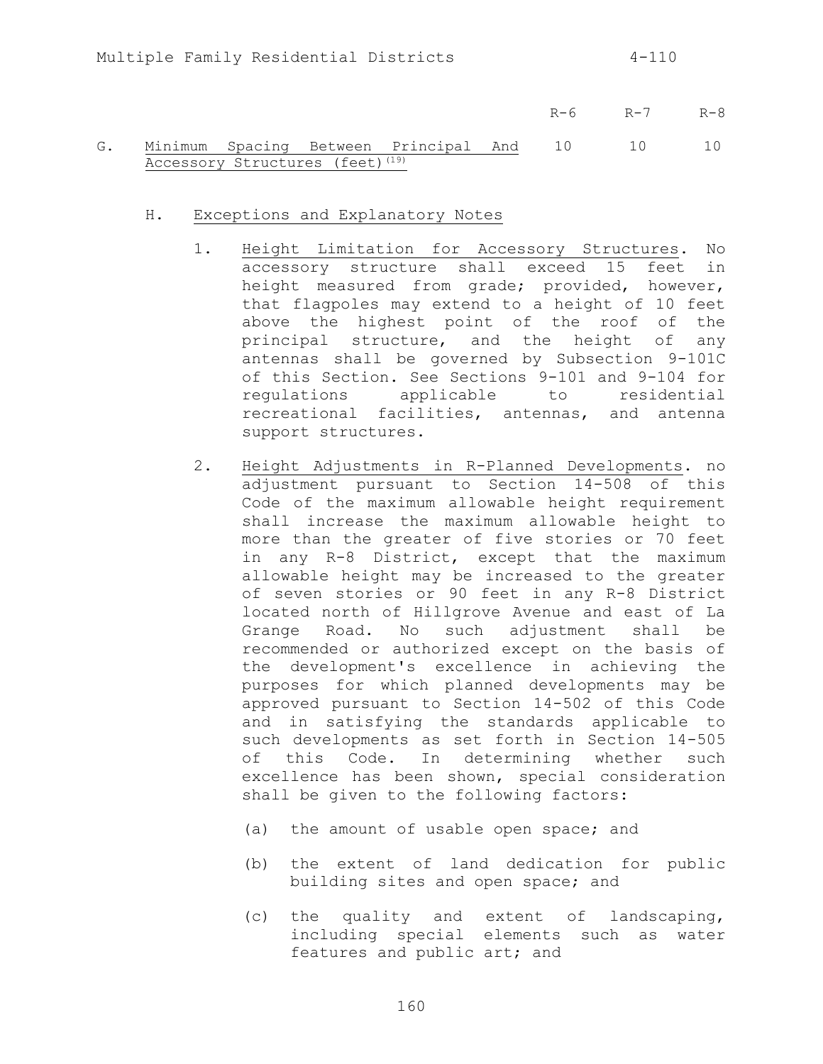| | R-6 | R-7 | R-8 |
|---|---|---|---|
| G. Minimum Spacing Between Principal And Accessory Structures (feet)[19] | 10 | 10 | 10 |

H. Exceptions and Explanatory Notes

1. Height Limitation for Accessory Structures. No accessory structure shall exceed 15 feet in height measured from grade; provided, however, that flagpoles may extend to a height of 10 feet above the highest point of the roof of the principal structure, and the height of any antennas shall be governed by Subsection 9-101C of this Section. See Sections 9-101 and 9-104 for regulations applicable to residential recreational facilities, antennas, and antenna support structures.

2. Height Adjustments in R-Planned Developments. no adjustment pursuant to Section 14-508 of this Code of the maximum allowable height requirement shall increase the maximum allowable height to more than the greater of five stories or 70 feet in any R-8 District, except that the maximum allowable height may be increased to the greater of seven stories or 90 feet in any R-8 District located north of Hillgrove Avenue and east of La Grange Road. No such adjustment shall be recommended or authorized except on the basis of the development's excellence in achieving the purposes for which planned developments may be approved pursuant to Section 14-502 of this Code and in satisfying the standards applicable to such developments as set forth in Section 14-505 of this Code. In determining whether such excellence has been shown, special consideration shall be given to the following factors:

    (a) the amount of usable open space; and

    (b) the extent of land dedication for public building sites and open space; and

    (c) the quality and extent of landscaping, including special elements such as water features and public art; and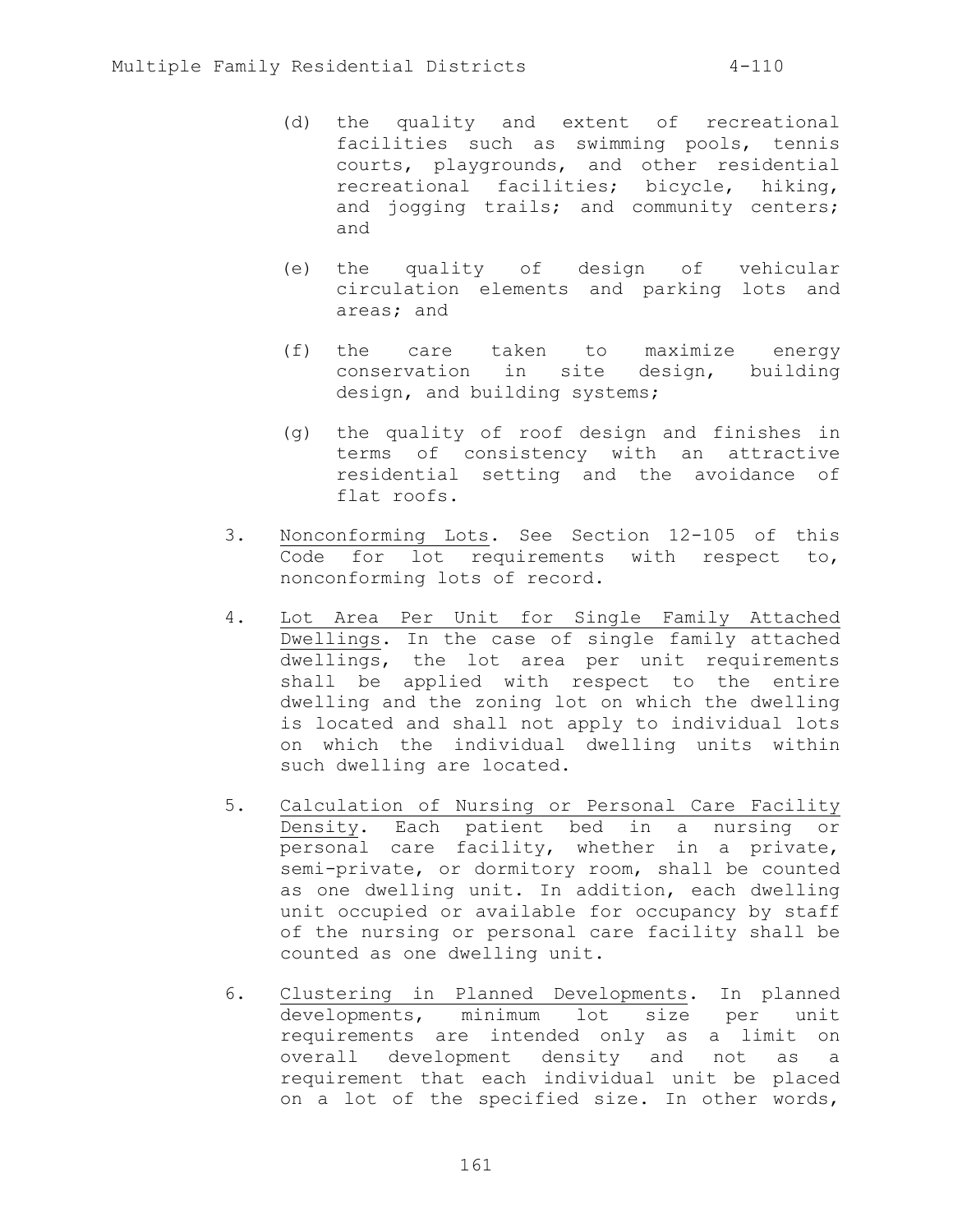(d) the quality and extent of recreational facilities such as swimming pools, tennis courts, playgrounds, and other residential recreational facilities; bicycle, hiking, and jogging trails; and community centers; and

(e) the quality of design of vehicular circulation elements and parking lots and areas; and

(f) the care taken to maximize energy conservation in site design, building design, and building systems;

(g) the quality of roof design and finishes in terms of consistency with an attractive residential setting and the avoidance of flat roofs.

3. Nonconforming Lots. See Section 12-105 of this Code for lot requirements with respect to, nonconforming lots of record.

4. Lot Area Per Unit for Single Family Attached Dwellings. In the case of single family attached dwellings, the lot area per unit requirements shall be applied with respect to the entire dwelling and the zoning lot on which the dwelling is located and shall not apply to individual lots on which the individual dwelling units within such dwelling are located.

5. Calculation of Nursing or Personal Care Facility Density. Each patient bed in a nursing or personal care facility, whether in a private, semi-private, or dormitory room, shall be counted as one dwelling unit. In addition, each dwelling unit occupied or available for occupancy by staff of the nursing or personal care facility shall be counted as one dwelling unit.

6. Clustering in Planned Developments. In planned developments, minimum lot size per unit requirements are intended only as a limit on overall development density and not as a requirement that each individual unit be placed on a lot of the specified size. In other words,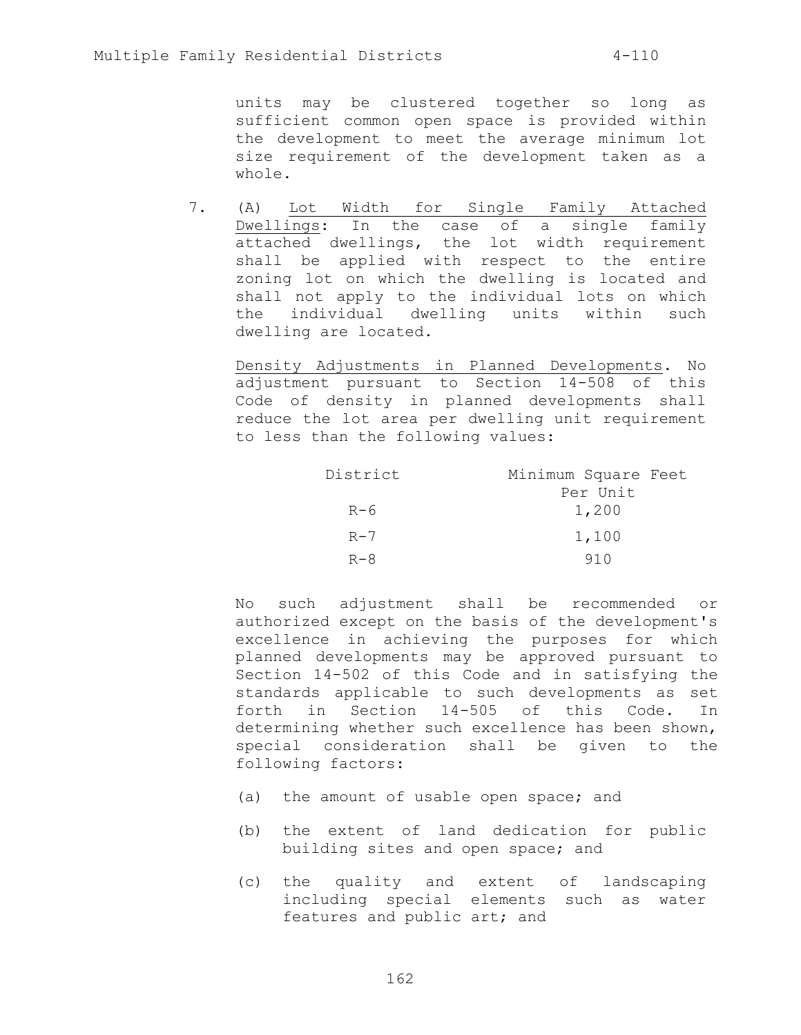units may be clustered together so long as sufficient common open space is provided within the development to meet the average minimum lot size requirement of the development taken as a whole.

7. (A) Lot Width for Single Family Attached Dwellings: In the case of a single family attached dwellings, the lot width requirement shall be applied with respect to the entire zoning lot on which the dwelling is located and shall not apply to the individual lots on which the individual dwelling units within such dwelling are located.

Density Adjustments in Planned Developments. No adjustment pursuant to Section 14-508 of this Code of density in planned developments shall reduce the lot area per dwelling unit requirement to less than the following values:

| District | Minimum Square Feet Per Unit |
|---|---|
| R-6 | 1,200 |
| R-7 | 1,100 |
| R-8 | 910 |

No such adjustment shall be recommended or authorized except on the basis of the development's excellence in achieving the purposes for which planned developments may be approved pursuant to Section 14-502 of this Code and in satisfying the standards applicable to such developments as set forth in Section 14-505 of this Code. In determining whether such excellence has been shown, special consideration shall be given to the following factors:

(a) the amount of usable open space; and

(b) the extent of land dedication for public building sites and open space; and

(c) the quality and extent of landscaping including special elements such as water features and public art; and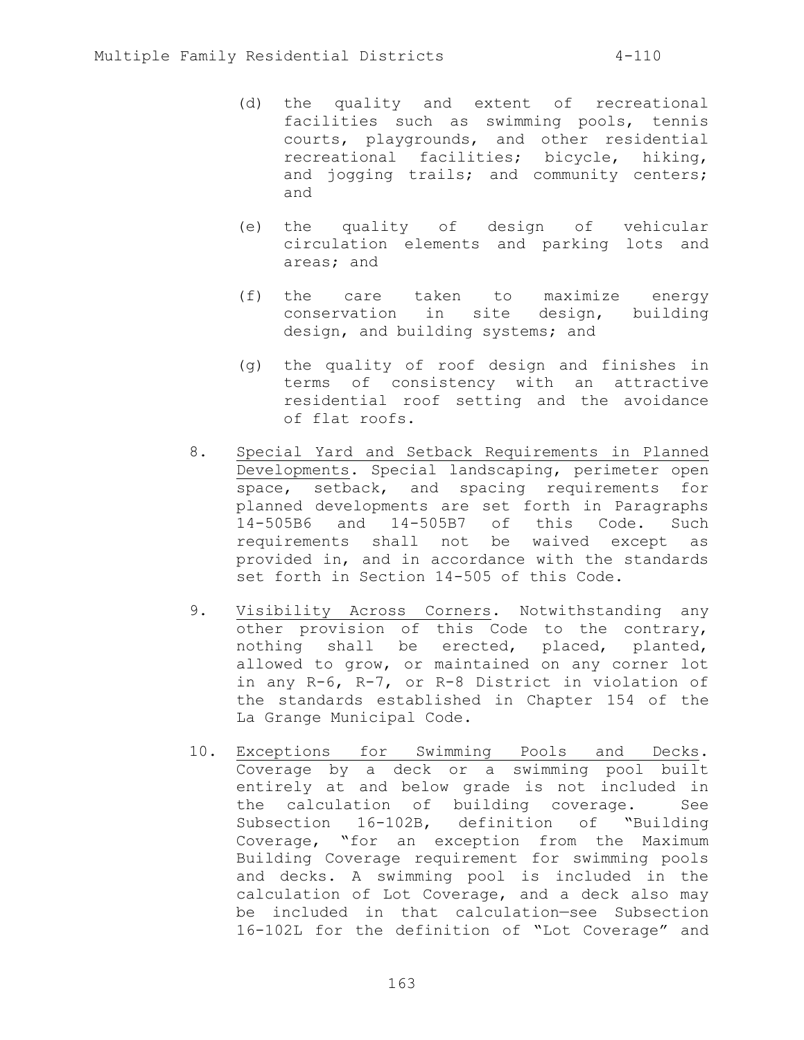(d) the quality and extent of recreational facilities such as swimming pools, tennis courts, playgrounds, and other residential recreational facilities; bicycle, hiking, and jogging trails; and community centers; and

(e) the quality of design of vehicular circulation elements and parking lots and areas; and

(f) the care taken to maximize energy conservation in site design, building design, and building systems; and

(g) the quality of roof design and finishes in terms of consistency with an attractive residential roof setting and the avoidance of flat roofs.

8. Special Yard and Setback Requirements in Planned Developments. Special landscaping, perimeter open space, setback, and spacing requirements for planned developments are set forth in Paragraphs 14-505B6 and 14-505B7 of this Code. Such requirements shall not be waived except as provided in, and in accordance with the standards set forth in Section 14-505 of this Code.

9. Visibility Across Corners. Notwithstanding any other provision of this Code to the contrary, nothing shall be erected, placed, planted, allowed to grow, or maintained on any corner lot in any R-6, R-7, or R-8 District in violation of the standards established in Chapter 154 of the La Grange Municipal Code.

10. Exceptions for Swimming Pools and Decks. Coverage by a deck or a swimming pool built entirely at and below grade is not included in the calculation of building coverage. See Subsection 16-102B, definition of "Building Coverage, "for an exception from the Maximum Building Coverage requirement for swimming pools and decks. A swimming pool is included in the calculation of Lot Coverage, and a deck also may be included in that calculation—see Subsection 16-102L for the definition of "Lot Coverage" and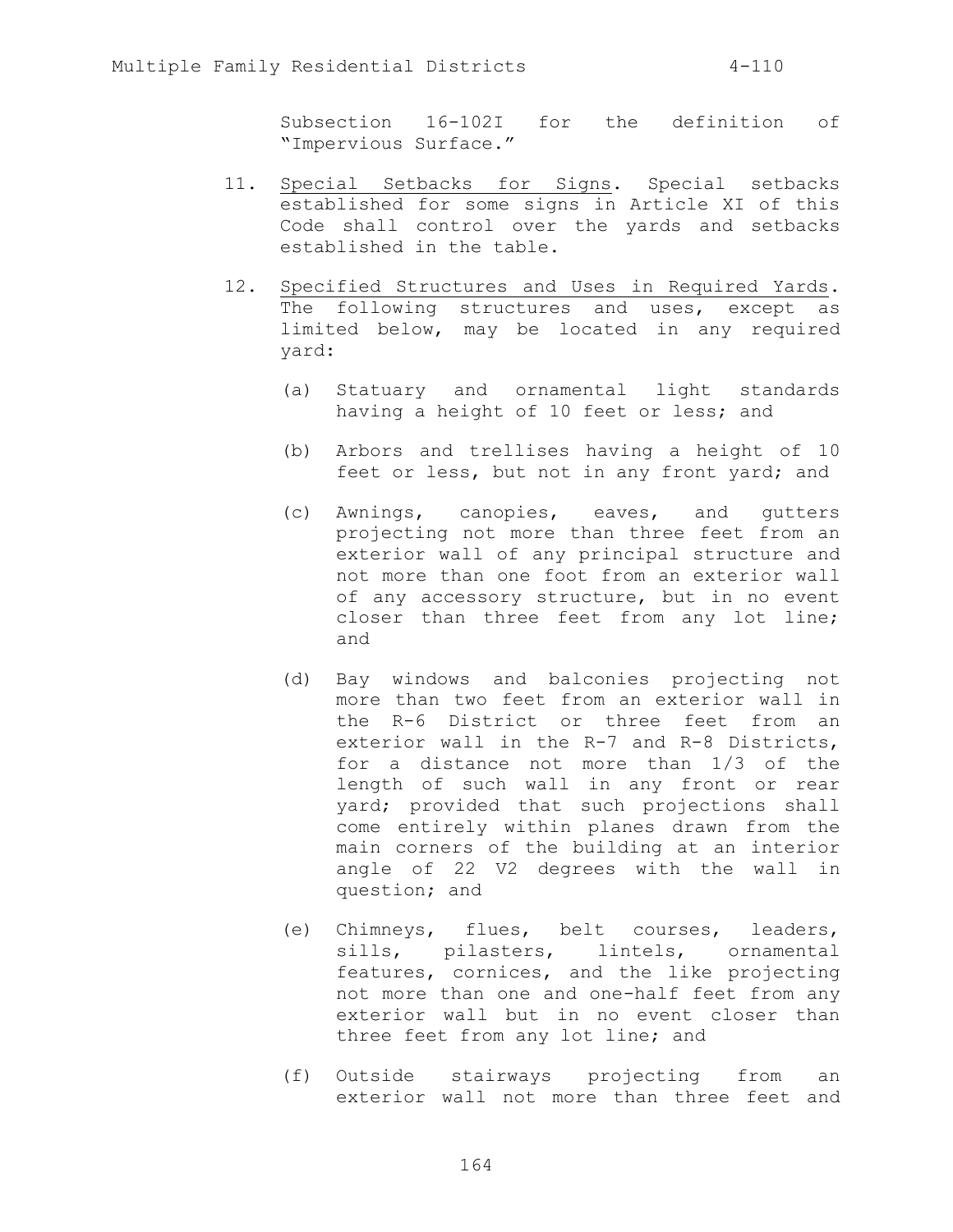Subsection 16-102I for the definition of "Impervious Surface."

11. Special Setbacks for Signs. Special setbacks established for some signs in Article XI of this Code shall control over the yards and setbacks established in the table.

12. Specified Structures and Uses in Required Yards. The following structures and uses, except as limited below, may be located in any required yard:

    (a) Statuary and ornamental light standards having a height of 10 feet or less; and

    (b) Arbors and trellises having a height of 10 feet or less, but not in any front yard; and

    (c) Awnings, canopies, eaves, and gutters projecting not more than three feet from an exterior wall of any principal structure and not more than one foot from an exterior wall of any accessory structure, but in no event closer than three feet from any lot line; and

    (d) Bay windows and balconies projecting not more than two feet from an exterior wall in the R-6 District or three feet from an exterior wall in the R-7 and R-8 Districts, for a distance not more than 1/3 of the length of such wall in any front or rear yard; provided that such projections shall come entirely within planes drawn from the main corners of the building at an interior angle of 22 V2 degrees with the wall in question; and

    (e) Chimneys, flues, belt courses, leaders, sills, pilasters, lintels, ornamental features, cornices, and the like projecting not more than one and one-half feet from any exterior wall but in no event closer than three feet from any lot line; and

    (f) Outside stairways projecting from an exterior wall not more than three feet and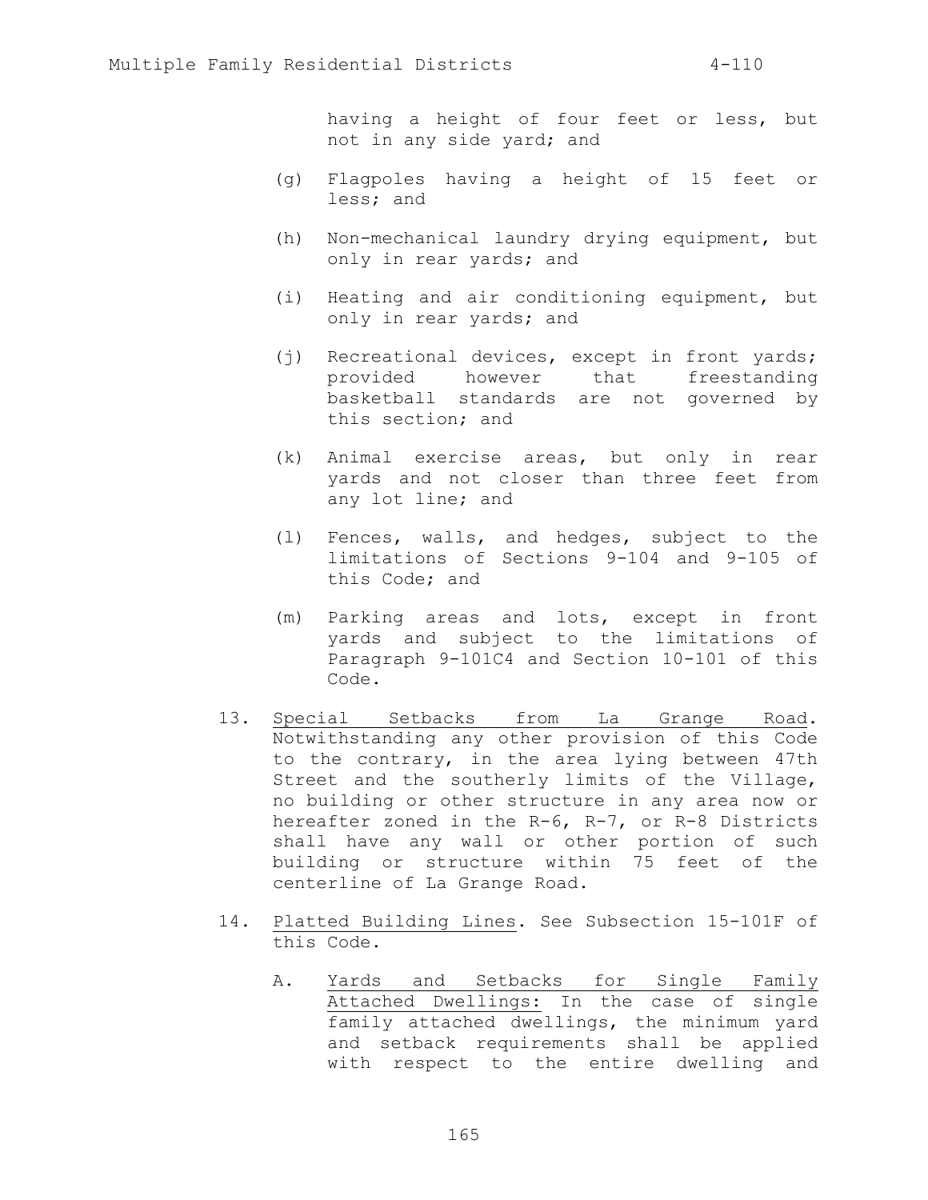having a height of four feet or less, but not in any side yard; and

(g) Flagpoles having a height of 15 feet or less; and

(h) Non-mechanical laundry drying equipment, but only in rear yards; and

(i) Heating and air conditioning equipment, but only in rear yards; and

(j) Recreational devices, except in front yards; provided however that freestanding basketball standards are not governed by this section; and

(k) Animal exercise areas, but only in rear yards and not closer than three feet from any lot line; and

(l) Fences, walls, and hedges, subject to the limitations of Sections 9-104 and 9-105 of this Code; and

(m) Parking areas and lots, except in front yards and subject to the limitations of Paragraph 9-101C4 and Section 10-101 of this Code.

13. Special Setbacks from La Grange Road. Notwithstanding any other provision of this Code to the contrary, in the area lying between 47th Street and the southerly limits of the Village, no building or other structure in any area now or hereafter zoned in the R-6, R-7, or R-8 Districts shall have any wall or other portion of such building or structure within 75 feet of the centerline of La Grange Road.

14. Platted Building Lines. See Subsection 15-101F of this Code.

    A. Yards and Setbacks for Single Family Attached Dwellings: In the case of single family attached dwellings, the minimum yard and setback requirements shall be applied with respect to the entire dwelling and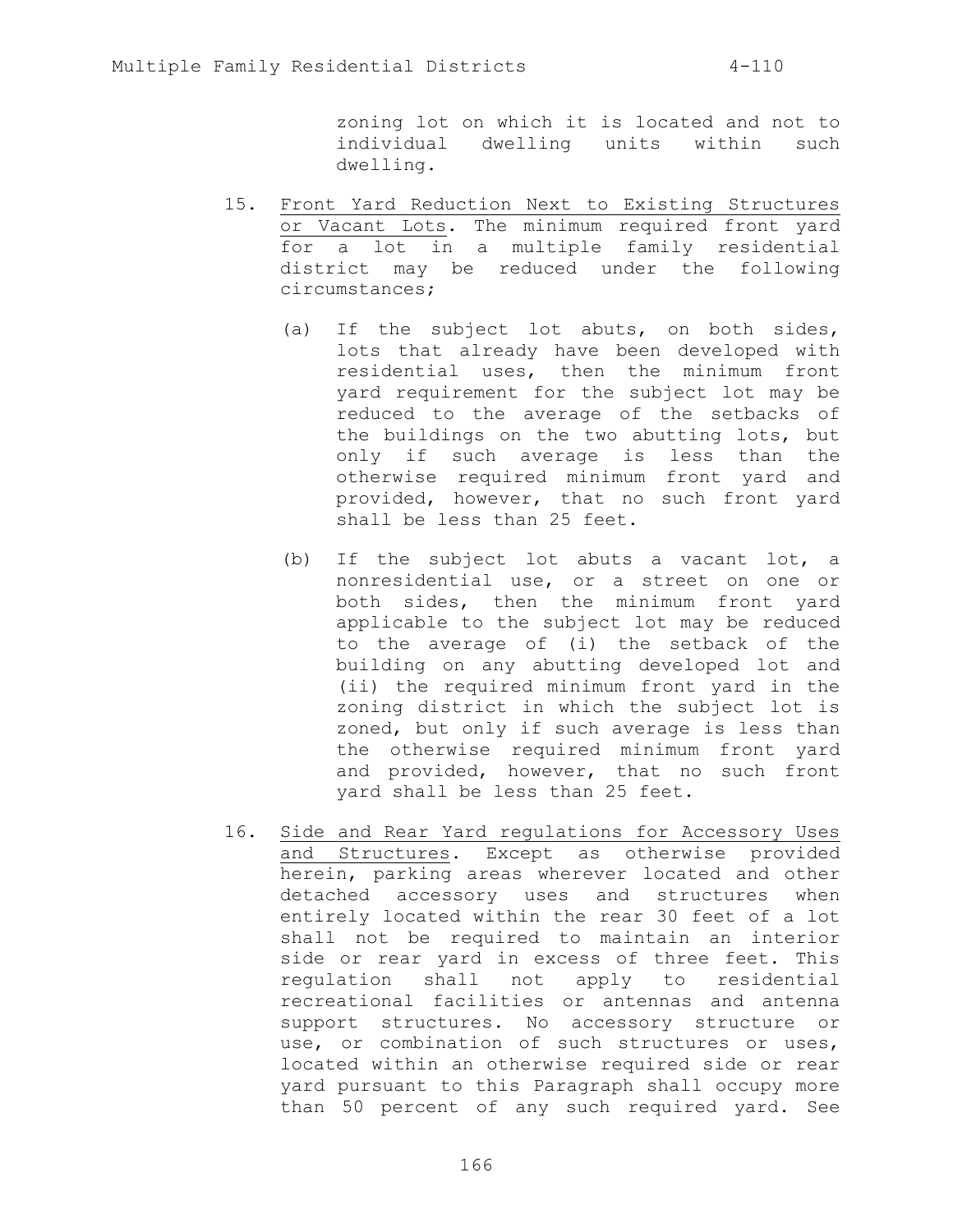zoning lot on which it is located and not to individual dwelling units within such dwelling.

15. Front Yard Reduction Next to Existing Structures or Vacant Lots. The minimum required front yard for a lot in a multiple family residential district may be reduced under the following circumstances;

    (a) If the subject lot abuts, on both sides, lots that already have been developed with residential uses, then the minimum front yard requirement for the subject lot may be reduced to the average of the setbacks of the buildings on the two abutting lots, but only if such average is less than the otherwise required minimum front yard and provided, however, that no such front yard shall be less than 25 feet.

    (b) If the subject lot abuts a vacant lot, a nonresidential use, or a street on one or both sides, then the minimum front yard applicable to the subject lot may be reduced to the average of (i) the setback of the building on any abutting developed lot and (ii) the required minimum front yard in the zoning district in which the subject lot is zoned, but only if such average is less than the otherwise required minimum front yard and provided, however, that no such front yard shall be less than 25 feet.

16. Side and Rear Yard regulations for Accessory Uses and Structures. Except as otherwise provided herein, parking areas wherever located and other detached accessory uses and structures when entirely located within the rear 30 feet of a lot shall not be required to maintain an interior side or rear yard in excess of three feet. This regulation shall not apply to residential recreational facilities or antennas and antenna support structures. No accessory structure or use, or combination of such structures or uses, located within an otherwise required side or rear yard pursuant to this Paragraph shall occupy more than 50 percent of any such required yard. See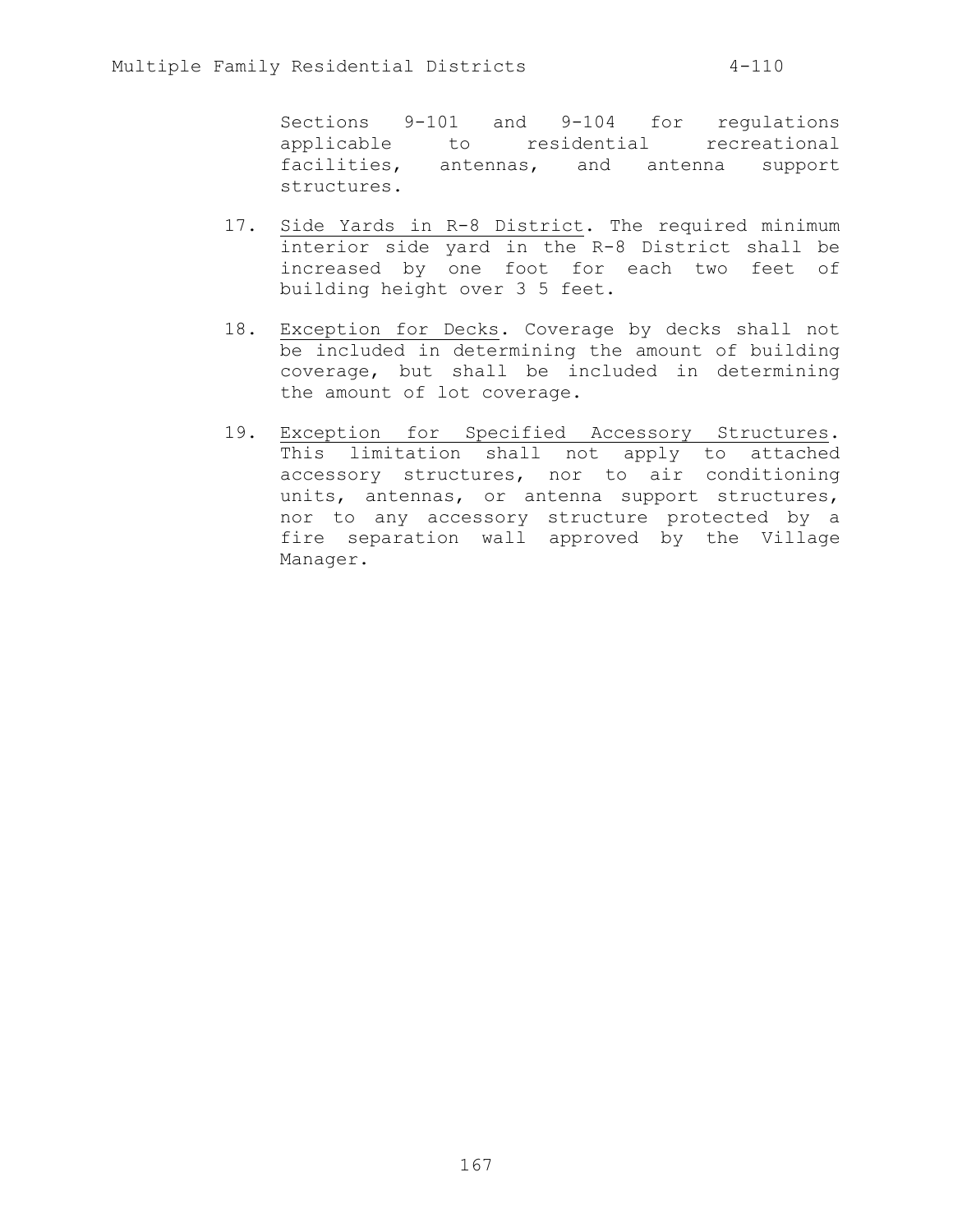Sections 9-101 and 9-104 for regulations applicable to residential recreational facilities, antennas, and antenna support structures.

17. Side Yards in R-8 District. The required minimum interior side yard in the R-8 District shall be increased by one foot for each two feet of building height over 3 5 feet.

18. Exception for Decks. Coverage by decks shall not be included in determining the amount of building coverage, but shall be included in determining the amount of lot coverage.

19. Exception for Specified Accessory Structures. This limitation shall not apply to attached accessory structures, nor to air conditioning units, antennas, or antenna support structures, nor to any accessory structure protected by a fire separation wall approved by the Village Manager.